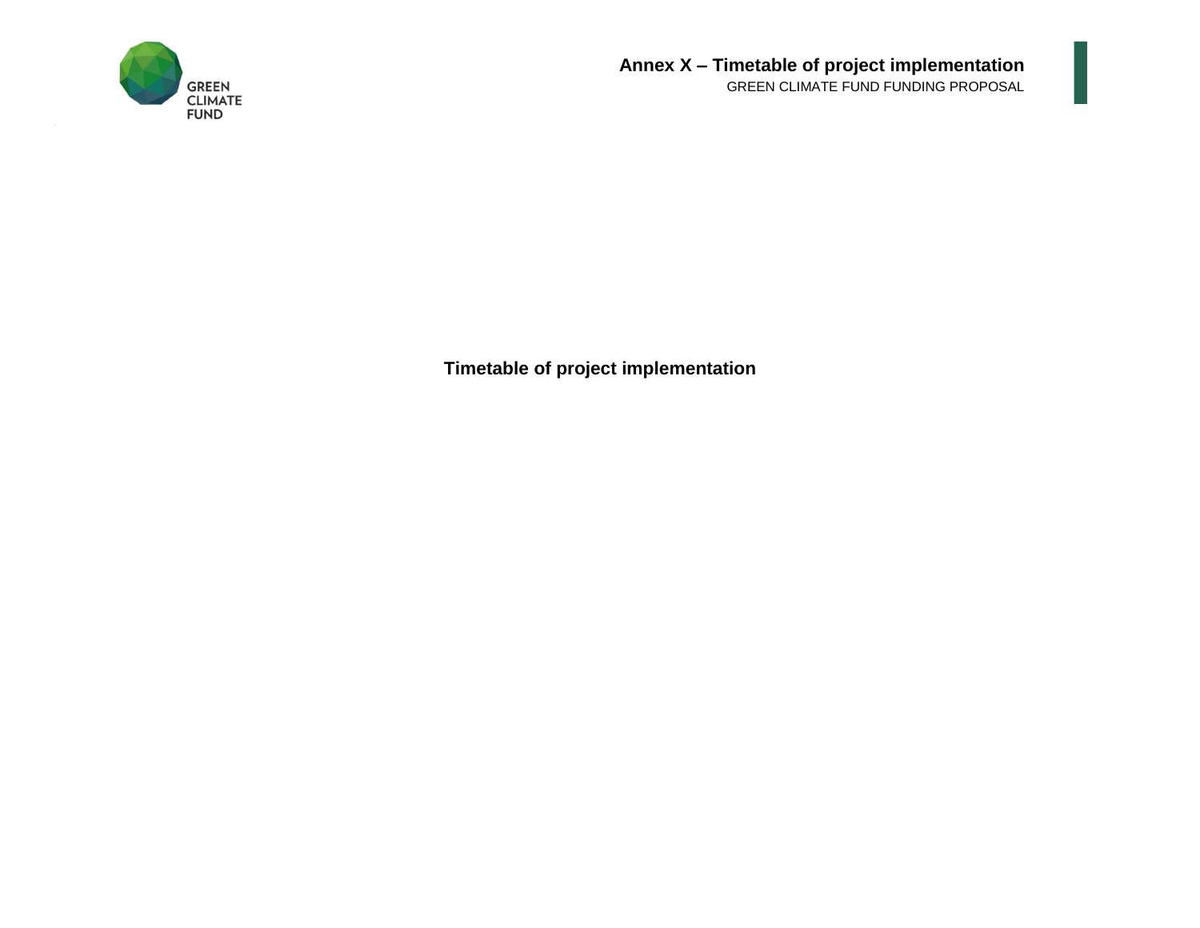**Timetable of project implementation**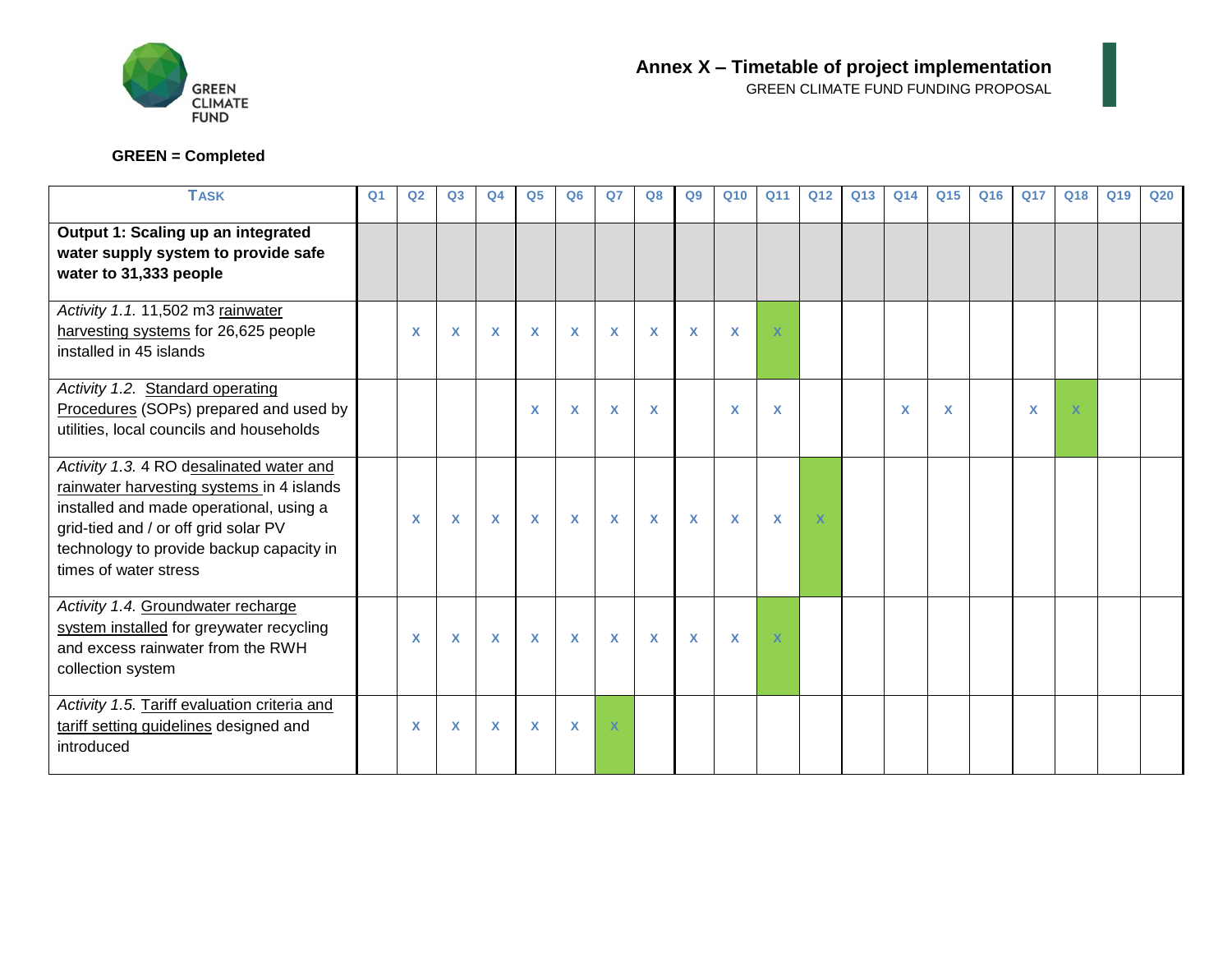GREEN = Completed

| TASK | Q1 | Q2 | Q3 | Q4 | Q5 | Q6 | Q7 | Q8 | Q9 | Q10 | Q11 | Q12 | Q13 | Q14 | Q15 | Q16 | Q17 | Q18 | Q19 | Q20 |
|---|---|---|---|---|---|---|---|---|---|---|---|---|---|---|---|---|---|---|---|---|
| **Output 1: Scaling up an integrated water supply system to provide safe water to 31,333 people** | | | | | | | | | | | | | | | | | | | | |
| *Activity 1.1.* 11,502 m3 rainwater harvesting systems for 26,625 people installed in 45 islands | | X | X | X | X | X | X | X | X | X | X | | | | | | | | | |
| *Activity 1.2.* Standard operating Procedures (SOPs) prepared and used by utilities, local councils and households | | | | | X | X | X | X | | X | X | | | X | X | | X | X | | |
| *Activity 1.3.* 4 RO desalinated water and rainwater harvesting systems in 4 islands installed and made operational, using a grid-tied and / or off grid solar PV technology to provide backup capacity in times of water stress | | X | X | X | X | X | X | X | X | X | X | X | | | | | | | | |
| *Activity 1.4.* Groundwater recharge system installed for greywater recycling and excess rainwater from the RWH collection system | | X | X | X | X | X | X | X | X | X | X | | | | | | | | | |
| *Activity 1.5.* Tariff evaluation criteria and tariff setting guidelines designed and introduced | | X | X | X | X | X | X | | | | | | | | | | | | | |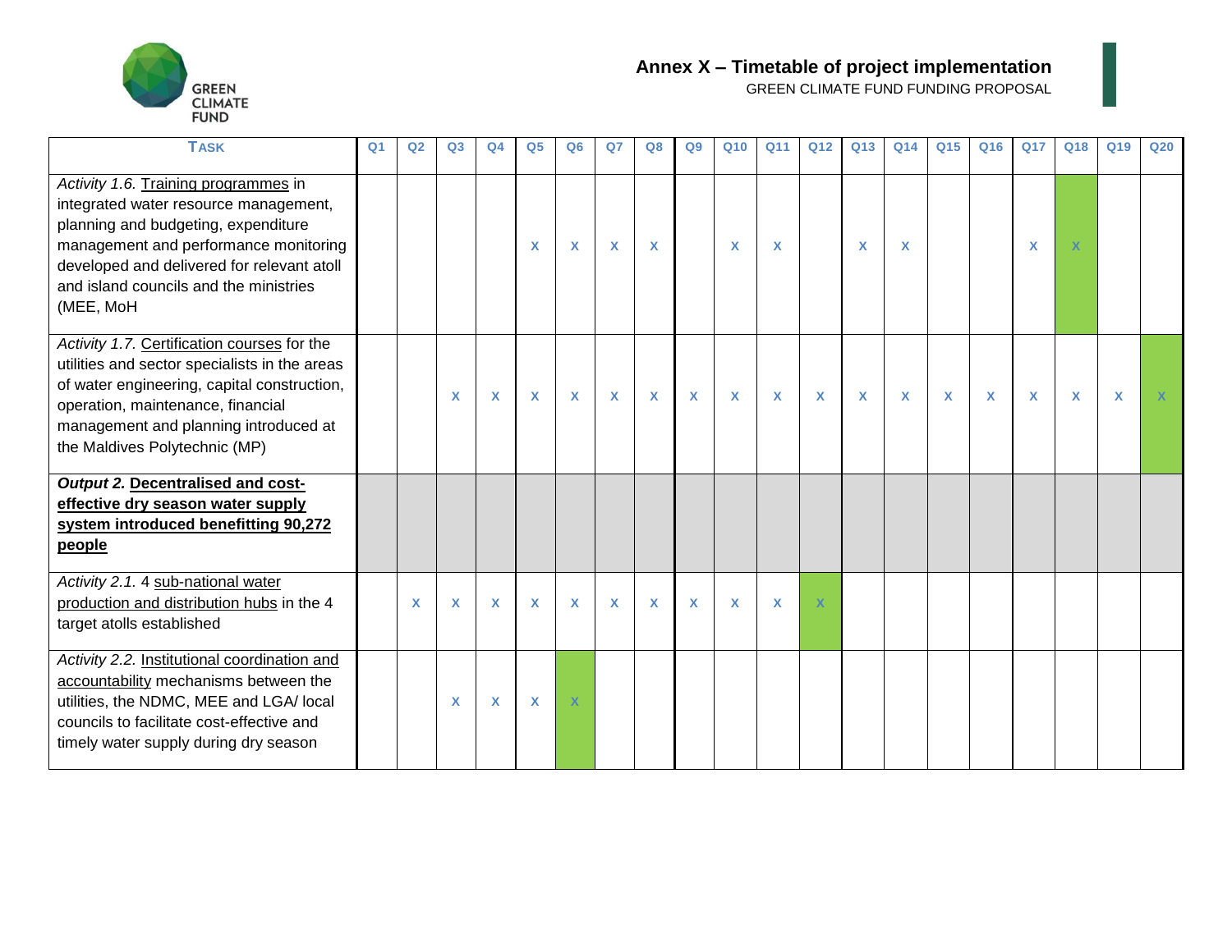# Annex X – Timetable of project implementation

GREEN CLIMATE FUND FUNDING PROPOSAL

| TASK | Q1 | Q2 | Q3 | Q4 | Q5 | Q6 | Q7 | Q8 | Q9 | Q10 | Q11 | Q12 | Q13 | Q14 | Q15 | Q16 | Q17 | Q18 | Q19 | Q20 |
|---|---|---|---|---|---|---|---|---|---|---|---|---|---|---|---|---|---|---|---|---|
| *Activity 1.6.* Training programmes in integrated water resource management, planning and budgeting, expenditure management and performance monitoring developed and delivered for relevant atoll and island councils and the ministries (MEE, MoH | | | | | X | X | X | X | | X | X | | X | X | | | X | X | | |
| *Activity 1.7.* Certification courses for the utilities and sector specialists in the areas of water engineering, capital construction, operation, maintenance, financial management and planning introduced at the Maldives Polytechnic (MP) | | | X | X | X | X | X | X | X | X | X | X | X | X | X | X | X | X | X | X |
| ***Output 2.* Decentralised and cost-effective dry season water supply system introduced benefitting 90,272 people** | | | | | | | | | | | | | | | | | | | | |
| *Activity 2.1.* 4 sub-national water production and distribution hubs in the 4 target atolls established | | X | X | X | X | X | X | X | X | X | X | X | | | | | | | | |
| *Activity 2.2.* Institutional coordination and accountability mechanisms between the utilities, the NDMC, MEE and LGA/ local councils to facilitate cost-effective and timely water supply during dry season | | | X | X | X | X | | | | | | | | | | | | | | |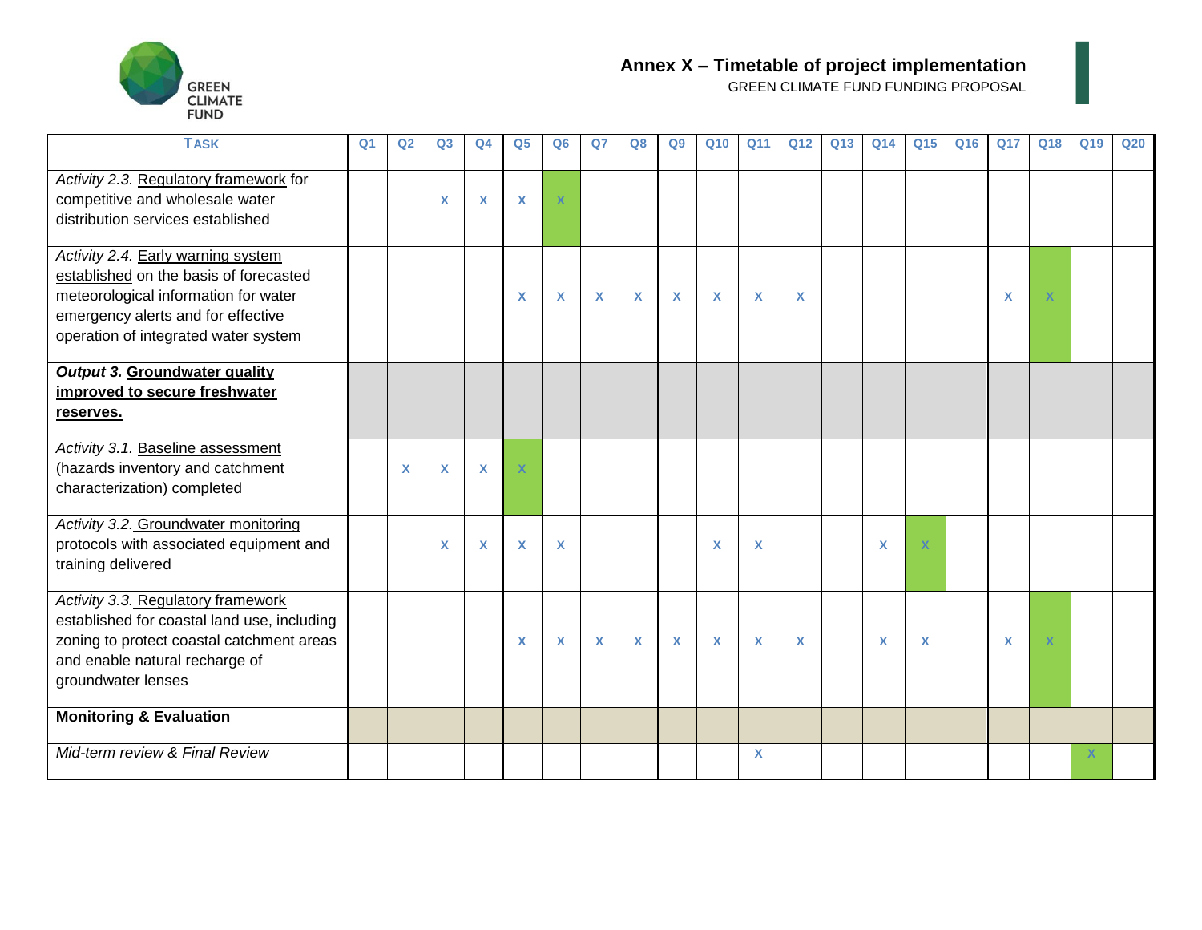# Annex X – Timetable of project implementation

GREEN CLIMATE FUND FUNDING PROPOSAL

| TASK | Q1 | Q2 | Q3 | Q4 | Q5 | Q6 | Q7 | Q8 | Q9 | Q10 | Q11 | Q12 | Q13 | Q14 | Q15 | Q16 | Q17 | Q18 | Q19 | Q20 |
|---|---|---|---|---|---|---|---|---|---|---|---|---|---|---|---|---|---|---|---|---|
| *Activity 2.3.* Regulatory framework for competitive and wholesale water distribution services established | | | X | X | X | X | | | | | | | | | | | | | | |
| *Activity 2.4.* Early warning system established on the basis of forecasted meteorological information for water emergency alerts and for effective operation of integrated water system | | | | | X | X | X | X | X | X | X | X | | | | | X | X | | |
| ***Output 3.* Groundwater quality improved to secure freshwater reserves.** | | | | | | | | | | | | | | | | | | | | |
| *Activity 3.1.* Baseline assessment (hazards inventory and catchment characterization) completed | | X | X | X | X | | | | | | | | | | | | | | | |
| *Activity 3.2.* Groundwater monitoring protocols with associated equipment and training delivered | | | X | X | X | X | | | | X | X | | | X | X | | | | | |
| *Activity 3.3.* Regulatory framework established for coastal land use, including zoning to protect coastal catchment areas and enable natural recharge of groundwater lenses | | | | | X | X | X | X | X | X | X | X | | X | X | | X | X | | |
| **Monitoring & Evaluation** | | | | | | | | | | | | | | | | | | | | |
| *Mid-term review & Final Review* | | | | | | | | | | | X | | | | | | | | X | |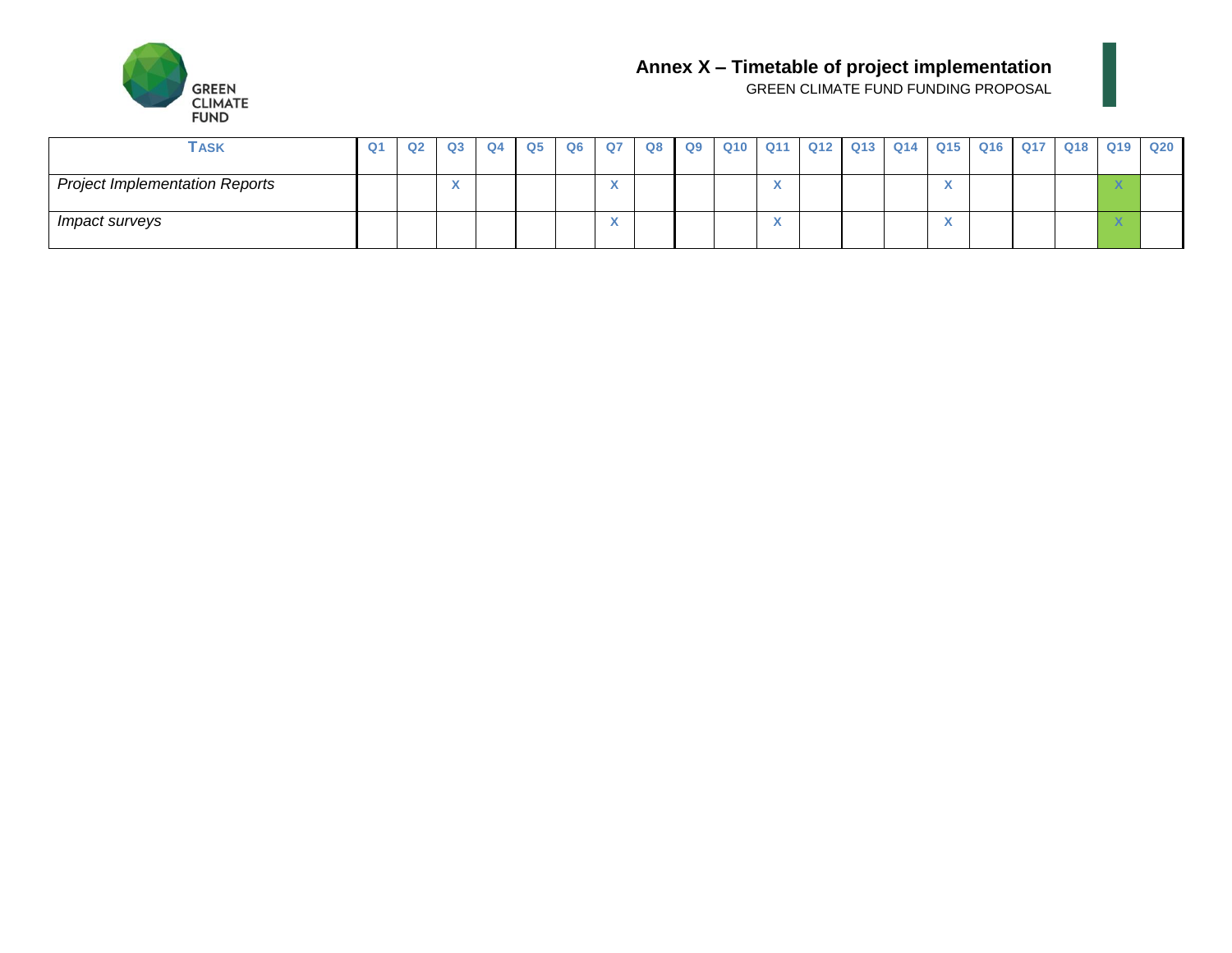# Annex X – Timetable of project implementation

GREEN CLIMATE FUND FUNDING PROPOSAL

| TASK | Q1 | Q2 | Q3 | Q4 | Q5 | Q6 | Q7 | Q8 | Q9 | Q10 | Q11 | Q12 | Q13 | Q14 | Q15 | Q16 | Q17 | Q18 | Q19 | Q20 |
|---|---|---|---|---|---|---|---|---|---|---|---|---|---|---|---|---|---|---|---|---|
| *Project Implementation Reports* | | | X | | | | X | | | | X | | | | X | | | | X | |
| *Impact surveys* | | | | | | | X | | | | X | | | | X | | | | X | |